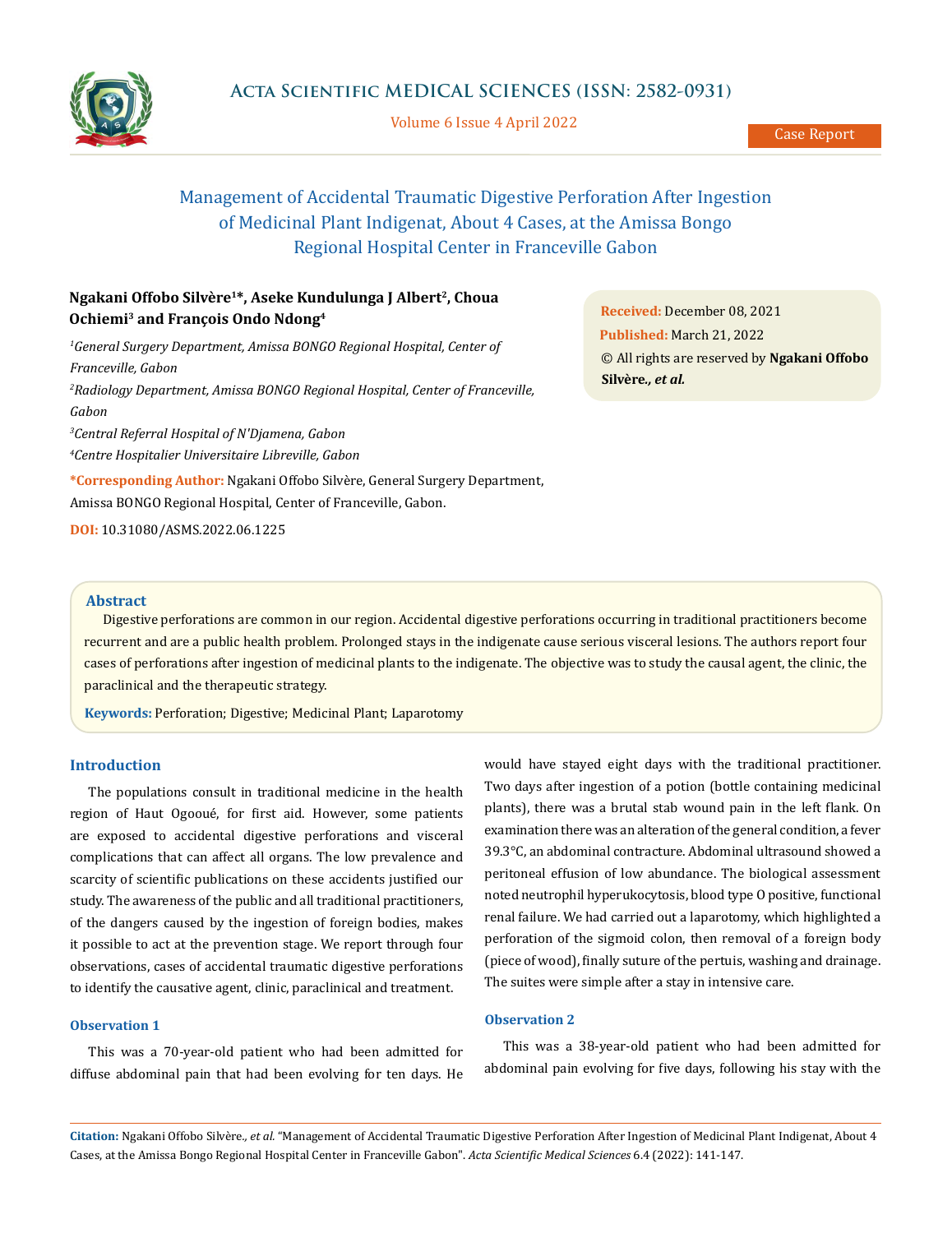# Management of Accidental Traumatic Digestive Perforation After Ingestion of Medicinal Plant Indigenat, About 4 Cases, at the Amissa Bongo Regional Hospital Center in Franceville Gabon

**Ngakani Offobo Silvère[1]*, Aseke Kundulunga J Albert[2], Choua Ochiemi[3] and François Ondo Ndong[4]**

*[1]General Surgery Department, Amissa BONGO Regional Hospital, Center of Franceville, Gabon*

*[2]Radiology Department, Amissa BONGO Regional Hospital, Center of Franceville, Gabon*

*[3]Central Referral Hospital of N'Djamena, Gabon*

*[4]Centre Hospitalier Universitaire Libreville, Gabon*

**\*Corresponding Author:** Ngakani Offobo Silvère, General Surgery Department, Amissa BONGO Regional Hospital, Center of Franceville, Gabon.

**DOI:** 10.31080/ASMS.2022.06.1225

**Received:** December 08, 2021
**Published:** March 21, 2022
© All rights are reserved by **Ngakani Offobo Silvère., *et al.***

## Abstract

Digestive perforations are common in our region. Accidental digestive perforations occurring in traditional practitioners become recurrent and are a public health problem. Prolonged stays in the indigenate cause serious visceral lesions. The authors report four cases of perforations after ingestion of medicinal plants to the indigenate. The objective was to study the causal agent, the clinic, the paraclinical and the therapeutic strategy.

**Keywords:** Perforation; Digestive; Medicinal Plant; Laparotomy

## Introduction

The populations consult in traditional medicine in the health region of Haut Ogooué, for first aid. However, some patients are exposed to accidental digestive perforations and visceral complications that can affect all organs. The low prevalence and scarcity of scientific publications on these accidents justified our study. The awareness of the public and all traditional practitioners, of the dangers caused by the ingestion of foreign bodies, makes it possible to act at the prevention stage. We report through four observations, cases of accidental traumatic digestive perforations to identify the causative agent, clinic, paraclinical and treatment.

### Observation 1

This was a 70-year-old patient who had been admitted for diffuse abdominal pain that had been evolving for ten days. He would have stayed eight days with the traditional practitioner. Two days after ingestion of a potion (bottle containing medicinal plants), there was a brutal stab wound pain in the left flank. On examination there was an alteration of the general condition, a fever 39.3°C, an abdominal contracture. Abdominal ultrasound showed a peritoneal effusion of low abundance. The biological assessment noted neutrophil hyperukocytosis, blood type O positive, functional renal failure. We had carried out a laparotomy, which highlighted a perforation of the sigmoid colon, then removal of a foreign body (piece of wood), finally suture of the pertuis, washing and drainage. The suites were simple after a stay in intensive care.

### Observation 2

This was a 38-year-old patient who had been admitted for abdominal pain evolving for five days, following his stay with the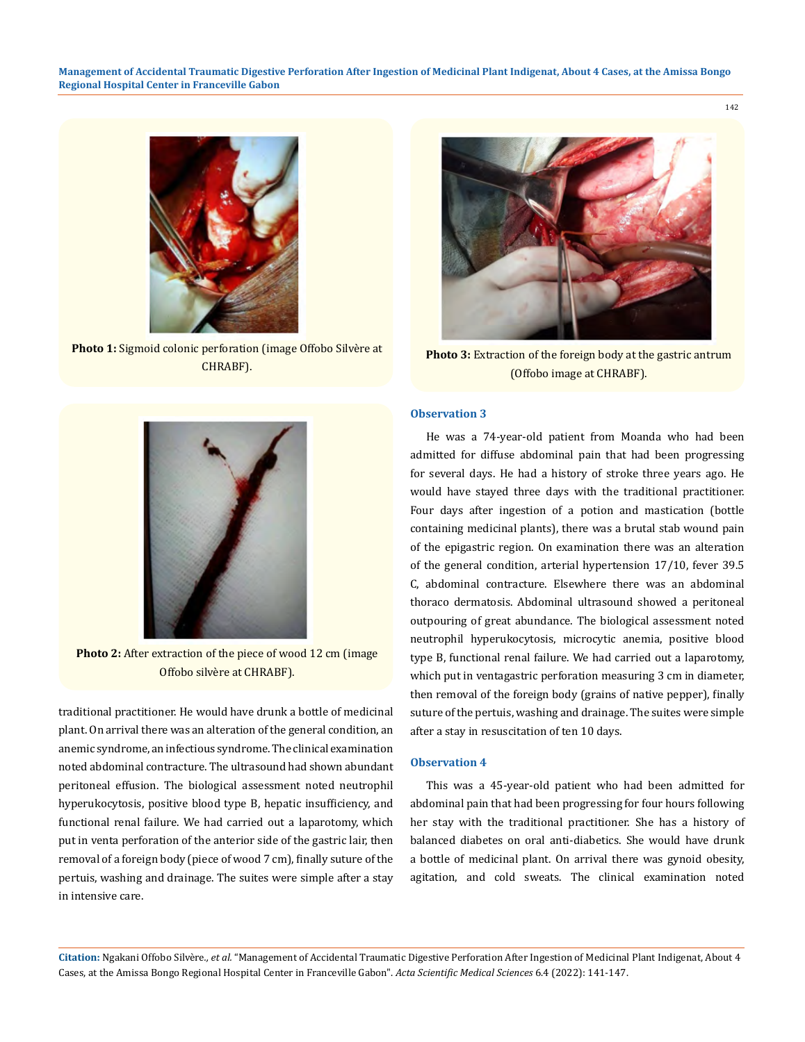Photo 1: Sigmoid colonic perforation (image Offobo Silvère at CHRABF).

Photo 2: After extraction of the piece of wood 12 cm (image Offobo silvère at CHRABF).

traditional practitioner. He would have drunk a bottle of medicinal plant. On arrival there was an alteration of the general condition, an anemic syndrome, an infectious syndrome. The clinical examination noted abdominal contracture. The ultrasound had shown abundant peritoneal effusion. The biological assessment noted neutrophil hyperukocytosis, positive blood type B, hepatic insufficiency, and functional renal failure. We had carried out a laparotomy, which put in venta perforation of the anterior side of the gastric lair, then removal of a foreign body (piece of wood 7 cm), finally suture of the pertuis, washing and drainage. The suites were simple after a stay in intensive care.

Photo 3: Extraction of the foreign body at the gastric antrum (Offobo image at CHRABF).

### Observation 3

He was a 74-year-old patient from Moanda who had been admitted for diffuse abdominal pain that had been progressing for several days. He had a history of stroke three years ago. He would have stayed three days with the traditional practitioner. Four days after ingestion of a potion and mastication (bottle containing medicinal plants), there was a brutal stab wound pain of the epigastric region. On examination there was an alteration of the general condition, arterial hypertension 17/10, fever 39.5 C, abdominal contracture. Elsewhere there was an abdominal thoraco dermatosis. Abdominal ultrasound showed a peritoneal outpouring of great abundance. The biological assessment noted neutrophil hyperukocytosis, microcytic anemia, positive blood type B, functional renal failure. We had carried out a laparotomy, which put in ventagastric perforation measuring 3 cm in diameter, then removal of the foreign body (grains of native pepper), finally suture of the pertuis, washing and drainage. The suites were simple after a stay in resuscitation of ten 10 days.

### Observation 4

This was a 45-year-old patient who had been admitted for abdominal pain that had been progressing for four hours following her stay with the traditional practitioner. She has a history of balanced diabetes on oral anti-diabetics. She would have drunk a bottle of medicinal plant. On arrival there was gynoid obesity, agitation, and cold sweats. The clinical examination noted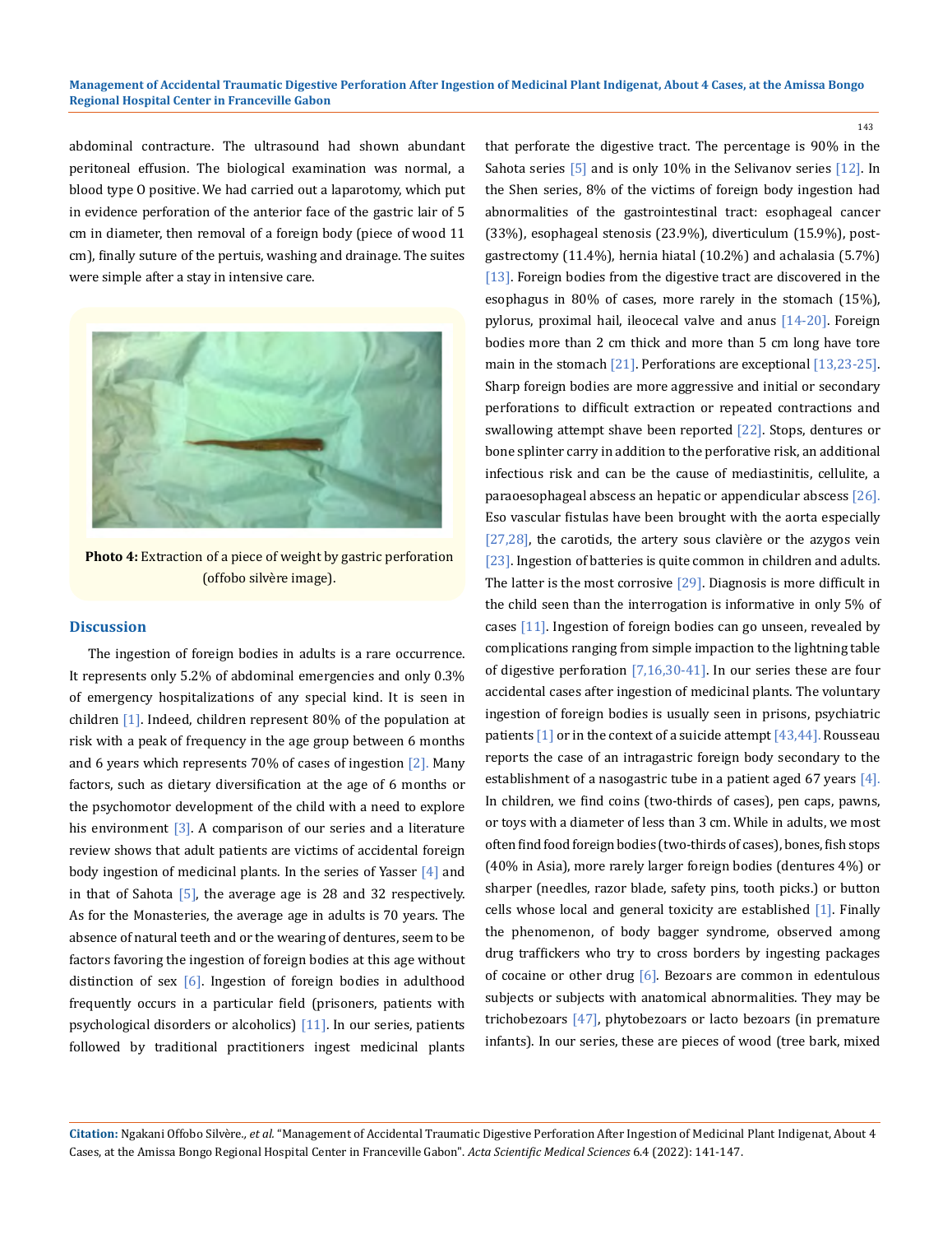abdominal contracture. The ultrasound had shown abundant peritoneal effusion. The biological examination was normal, a blood type O positive. We had carried out a laparotomy, which put in evidence perforation of the anterior face of the gastric lair of 5 cm in diameter, then removal of a foreign body (piece of wood 11 cm), finally suture of the pertuis, washing and drainage. The suites were simple after a stay in intensive care.

**Photo 4:** Extraction of a piece of weight by gastric perforation (offobo silvère image).

## Discussion

The ingestion of foreign bodies in adults is a rare occurrence. It represents only 5.2% of abdominal emergencies and only 0.3% of emergency hospitalizations of any special kind. It is seen in children [1]. Indeed, children represent 80% of the population at risk with a peak of frequency in the age group between 6 months and 6 years which represents 70% of cases of ingestion [2]. Many factors, such as dietary diversification at the age of 6 months or the psychomotor development of the child with a need to explore his environment [3]. A comparison of our series and a literature review shows that adult patients are victims of accidental foreign body ingestion of medicinal plants. In the series of Yasser [4] and in that of Sahota [5], the average age is 28 and 32 respectively. As for the Monasteries, the average age in adults is 70 years. The absence of natural teeth and or the wearing of dentures, seem to be factors favoring the ingestion of foreign bodies at this age without distinction of sex [6]. Ingestion of foreign bodies in adulthood frequently occurs in a particular field (prisoners, patients with psychological disorders or alcoholics) [11]. In our series, patients followed by traditional practitioners ingest medicinal plants that perforate the digestive tract. The percentage is 90% in the Sahota series [5] and is only 10% in the Selivanov series [12]. In the Shen series, 8% of the victims of foreign body ingestion had abnormalities of the gastrointestinal tract: esophageal cancer (33%), esophageal stenosis (23.9%), diverticulum (15.9%), post-gastrectomy (11.4%), hernia hiatal (10.2%) and achalasia (5.7%) [13]. Foreign bodies from the digestive tract are discovered in the esophagus in 80% of cases, more rarely in the stomach (15%), pylorus, proximal hail, ileocecal valve and anus [14-20]. Foreign bodies more than 2 cm thick and more than 5 cm long have tore main in the stomach [21]. Perforations are exceptional [13,23-25]. Sharp foreign bodies are more aggressive and initial or secondary perforations to difficult extraction or repeated contractions and swallowing attempt shave been reported [22]. Stops, dentures or bone splinter carry in addition to the perforative risk, an additional infectious risk and can be the cause of mediastinitis, cellulite, a paraoesophageal abscess an hepatic or appendicular abscess [26]. Eso vascular fistulas have been brought with the aorta especially [27,28], the carotids, the artery sous clavière or the azygos vein [23]. Ingestion of batteries is quite common in children and adults. The latter is the most corrosive [29]. Diagnosis is more difficult in the child seen than the interrogation is informative in only 5% of cases [11]. Ingestion of foreign bodies can go unseen, revealed by complications ranging from simple impaction to the lightning table of digestive perforation [7,16,30-41]. In our series these are four accidental cases after ingestion of medicinal plants. The voluntary ingestion of foreign bodies is usually seen in prisons, psychiatric patients [1] or in the context of a suicide attempt [43,44]. Rousseau reports the case of an intragastric foreign body secondary to the establishment of a nasogastric tube in a patient aged 67 years [4]. In children, we find coins (two-thirds of cases), pen caps, pawns, or toys with a diameter of less than 3 cm. While in adults, we most often find food foreign bodies (two-thirds of cases), bones, fish stops (40% in Asia), more rarely larger foreign bodies (dentures 4%) or sharper (needles, razor blade, safety pins, tooth picks.) or button cells whose local and general toxicity are established [1]. Finally the phenomenon, of body bagger syndrome, observed among drug traffickers who try to cross borders by ingesting packages of cocaine or other drug [6]. Bezoars are common in edentulous subjects or subjects with anatomical abnormalities. They may be trichobezoars [47], phytobezoars or lacto bezoars (in premature infants). In our series, these are pieces of wood (tree bark, mixed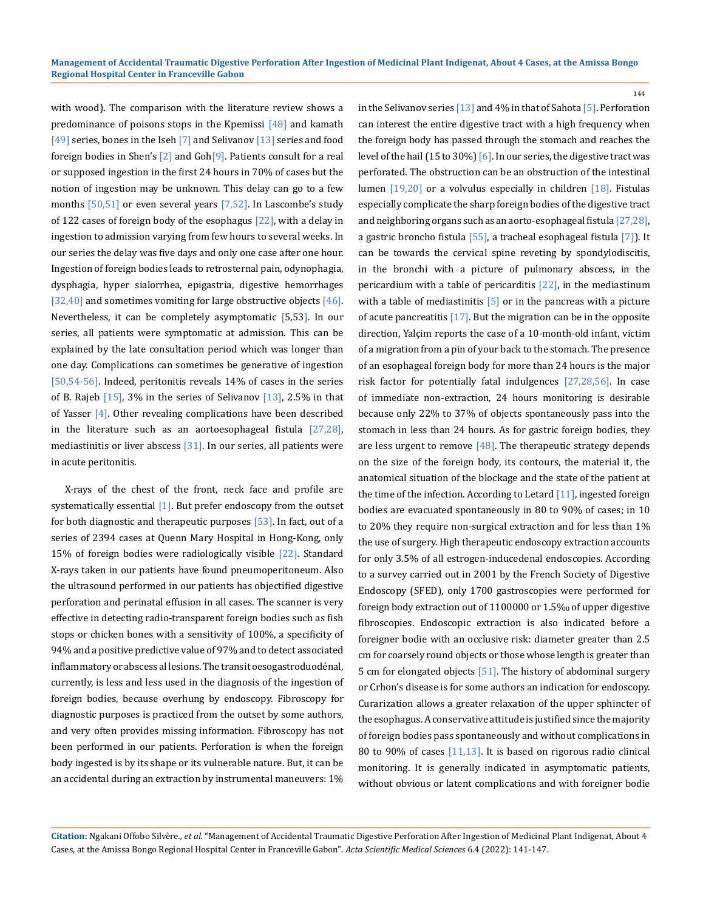with wood). The comparison with the literature review shows a predominance of poisons stops in the Kpemissi [48] and kamath [49] series, bones in the Iseh [7] and Selivanov [13] series and food foreign bodies in Shen's [2] and Goh[9]. Patients consult for a real or supposed ingestion in the first 24 hours in 70% of cases but the notion of ingestion may be unknown. This delay can go to a few months [50,51] or even several years [7,52]. In Lascombe's study of 122 cases of foreign body of the esophagus [22], with a delay in ingestion to admission varying from few hours to several weeks. In our series the delay was five days and only one case after one hour. Ingestion of foreign bodies leads to retrosternal pain, odynophagia, dysphagia, hyper sialorrhea, epigastria, digestive hemorrhages [32,40] and sometimes vomiting for large obstructive objects [46]. Nevertheless, it can be completely asymptomatic [5,53]. In our series, all patients were symptomatic at admission. This can be explained by the late consultation period which was longer than one day. Complications can sometimes be generative of ingestion [50,54-56]. Indeed, peritonitis reveals 14% of cases in the series of B. Rajeb [15], 3% in the series of Selivanov [13], 2.5% in that of Yasser [4]. Other revealing complications have been described in the literature such as an aortoesophageal fistula [27,28], mediastinitis or liver abscess [31]. In our series, all patients were in acute peritonitis.

X-rays of the chest of the front, neck face and profile are systematically essential [1]. But prefer endoscopy from the outset for both diagnostic and therapeutic purposes [53]. In fact, out of a series of 2394 cases at Quenn Mary Hospital in Hong-Kong, only 15% of foreign bodies were radiologically visible [22]. Standard X-rays taken in our patients have found pneumoperitoneum. Also the ultrasound performed in our patients has objectified digestive perforation and perinatal effusion in all cases. The scanner is very effective in detecting radio-transparent foreign bodies such as fish stops or chicken bones with a sensitivity of 100%, a specificity of 94% and a positive predictive value of 97% and to detect associated inflammatory or abscess al lesions. The transit oesogastroduodénal, currently, is less and less used in the diagnosis of the ingestion of foreign bodies, because overhung by endoscopy. Fibroscopy for diagnostic purposes is practiced from the outset by some authors, and very often provides missing information. Fibroscopy has not been performed in our patients. Perforation is when the foreign body ingested is by its shape or its vulnerable nature. But, it can be an accidental during an extraction by instrumental maneuvers: 1% in the Selivanov series [13] and 4% in that of Sahota [5]. Perforation can interest the entire digestive tract with a high frequency when the foreign body has passed through the stomach and reaches the level of the hail (15 to 30%) [6]. In our series, the digestive tract was perforated. The obstruction can be an obstruction of the intestinal lumen [19,20] or a volvulus especially in children [18]. Fistulas especially complicate the sharp foreign bodies of the digestive tract and neighboring organs such as an aorto-esophageal fistula [27,28], a gastric broncho fistula [55], a tracheal esophageal fistula [7]). It can be towards the cervical spine reveting by spondylodiscitis, in the bronchi with a picture of pulmonary abscess, in the pericardium with a table of pericarditis [22], in the mediastinum with a table of mediastinitis [5] or in the pancreas with a picture of acute pancreatitis [17]. But the migration can be in the opposite direction, Yalçim reports the case of a 10-month-old infant, victim of a migration from a pin of your back to the stomach. The presence of an esophageal foreign body for more than 24 hours is the major risk factor for potentially fatal indulgences [27,28,56]. In case of immediate non-extraction, 24 hours monitoring is desirable because only 22% to 37% of objects spontaneously pass into the stomach in less than 24 hours. As for gastric foreign bodies, they are less urgent to remove [48]. The therapeutic strategy depends on the size of the foreign body, its contours, the material it, the anatomical situation of the blockage and the state of the patient at the time of the infection. According to Letard [11], ingested foreign bodies are evacuated spontaneously in 80 to 90% of cases; in 10 to 20% they require non-surgical extraction and for less than 1% the use of surgery. High therapeutic endoscopy extraction accounts for only 3.5% of all estrogen-inducedenal endoscopies. According to a survey carried out in 2001 by the French Society of Digestive Endoscopy (SFED), only 1700 gastroscopies were performed for foreign body extraction out of 1100000 or 1.5‰ of upper digestive fibroscopies. Endoscopic extraction is also indicated before a foreigner bodie with an occlusive risk: diameter greater than 2.5 cm for coarsely round objects or those whose length is greater than 5 cm for elongated objects [51]. The history of abdominal surgery or Crhon's disease is for some authors an indication for endoscopy. Curarization allows a greater relaxation of the upper sphincter of the esophagus. A conservative attitude is justified since the majority of foreign bodies pass spontaneously and without complications in 80 to 90% of cases [11,13]. It is based on rigorous radio clinical monitoring. It is generally indicated in asymptomatic patients, without obvious or latent complications and with foreigner bodie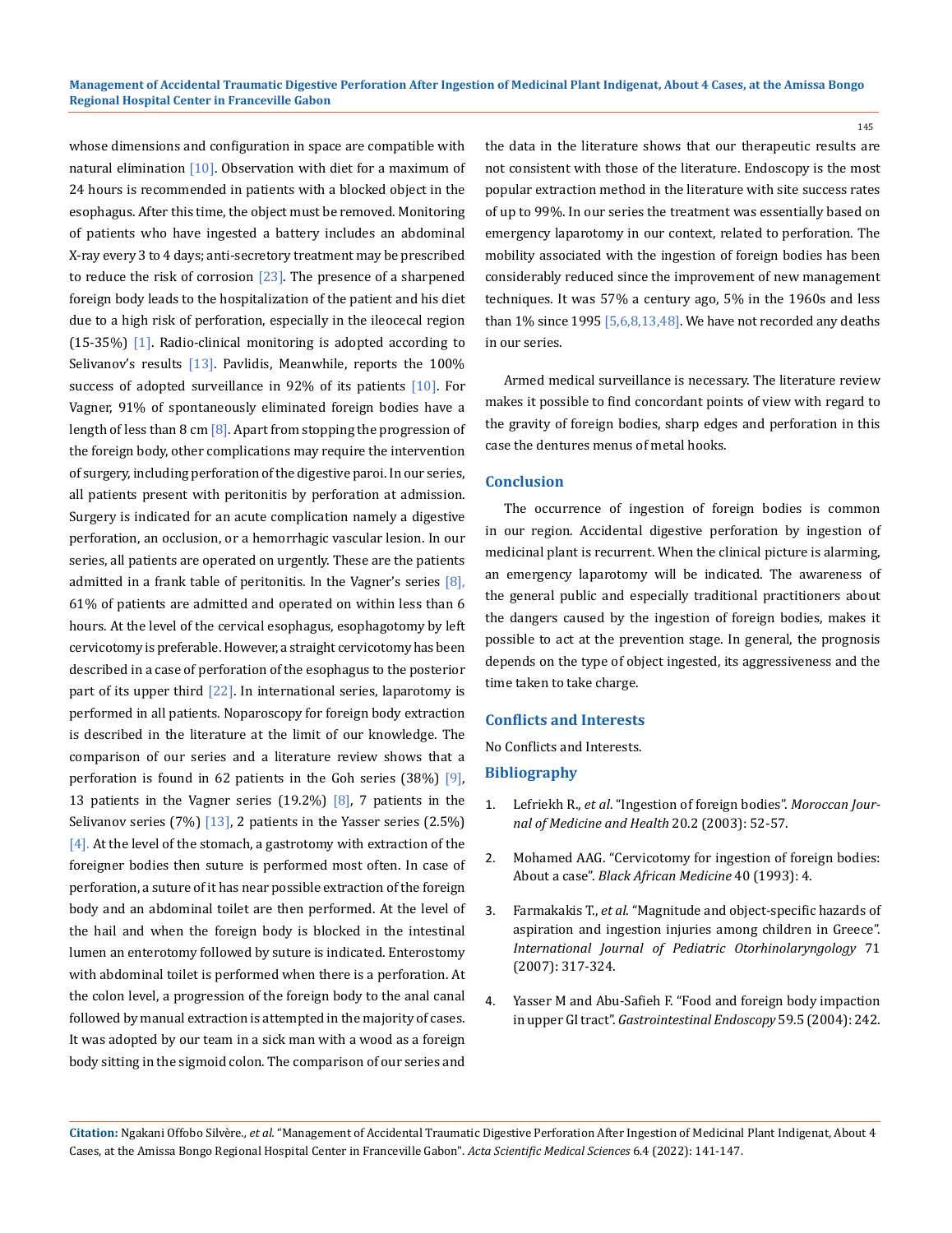whose dimensions and configuration in space are compatible with natural elimination [10]. Observation with diet for a maximum of 24 hours is recommended in patients with a blocked object in the esophagus. After this time, the object must be removed. Monitoring of patients who have ingested a battery includes an abdominal X-ray every 3 to 4 days; anti-secretory treatment may be prescribed to reduce the risk of corrosion [23]. The presence of a sharpened foreign body leads to the hospitalization of the patient and his diet due to a high risk of perforation, especially in the ileocecal region (15-35%) [1]. Radio-clinical monitoring is adopted according to Selivanov's results [13]. Pavlidis, Meanwhile, reports the 100% success of adopted surveillance in 92% of its patients [10]. For Vagner, 91% of spontaneously eliminated foreign bodies have a length of less than 8 cm [8]. Apart from stopping the progression of the foreign body, other complications may require the intervention of surgery, including perforation of the digestive paroi. In our series, all patients present with peritonitis by perforation at admission. Surgery is indicated for an acute complication namely a digestive perforation, an occlusion, or a hemorrhagic vascular lesion. In our series, all patients are operated on urgently. These are the patients admitted in a frank table of peritonitis. In the Vagner's series [8], 61% of patients are admitted and operated on within less than 6 hours. At the level of the cervical esophagus, esophagotomy by left cervicotomy is preferable. However, a straight cervicotomy has been described in a case of perforation of the esophagus to the posterior part of its upper third [22]. In international series, laparotomy is performed in all patients. Noparoscopy for foreign body extraction is described in the literature at the limit of our knowledge. The comparison of our series and a literature review shows that a perforation is found in 62 patients in the Goh series (38%) [9], 13 patients in the Vagner series (19.2%) [8], 7 patients in the Selivanov series (7%) [13], 2 patients in the Yasser series (2.5%) [4]. At the level of the stomach, a gastrotomy with extraction of the foreigner bodies then suture is performed most often. In case of perforation, a suture of it has near possible extraction of the foreign body and an abdominal toilet are then performed. At the level of the hail and when the foreign body is blocked in the intestinal lumen an enterotomy followed by suture is indicated. Enterostomy with abdominal toilet is performed when there is a perforation. At the colon level, a progression of the foreign body to the anal canal followed by manual extraction is attempted in the majority of cases. It was adopted by our team in a sick man with a wood as a foreign body sitting in the sigmoid colon. The comparison of our series and the data in the literature shows that our therapeutic results are not consistent with those of the literature. Endoscopy is the most popular extraction method in the literature with site success rates of up to 99%. In our series the treatment was essentially based on emergency laparotomy in our context, related to perforation. The mobility associated with the ingestion of foreign bodies has been considerably reduced since the improvement of new management techniques. It was 57% a century ago, 5% in the 1960s and less than 1% since 1995 [5,6,8,13,48]. We have not recorded any deaths in our series.

Armed medical surveillance is necessary. The literature review makes it possible to find concordant points of view with regard to the gravity of foreign bodies, sharp edges and perforation in this case the dentures menus of metal hooks.

## Conclusion

The occurrence of ingestion of foreign bodies is common in our region. Accidental digestive perforation by ingestion of medicinal plant is recurrent. When the clinical picture is alarming, an emergency laparotomy will be indicated. The awareness of the general public and especially traditional practitioners about the dangers caused by the ingestion of foreign bodies, makes it possible to act at the prevention stage. In general, the prognosis depends on the type of object ingested, its aggressiveness and the time taken to take charge.

## Conflicts and Interests

No Conflicts and Interests.

## Bibliography

1. Lefriekh R., *et al*. "Ingestion of foreign bodies". *Moroccan Journal of Medicine and Health* 20.2 (2003): 52-57.
2. Mohamed AAG. "Cervicotomy for ingestion of foreign bodies: About a case". *Black African Medicine* 40 (1993): 4.
3. Farmakakis T., *et al*. "Magnitude and object-specific hazards of aspiration and ingestion injuries among children in Greece". *International Journal of Pediatric Otorhinolaryngology* 71 (2007): 317-324.
4. Yasser M and Abu-Safieh F. "Food and foreign body impaction in upper GI tract". *Gastrointestinal Endoscopy* 59.5 (2004): 242.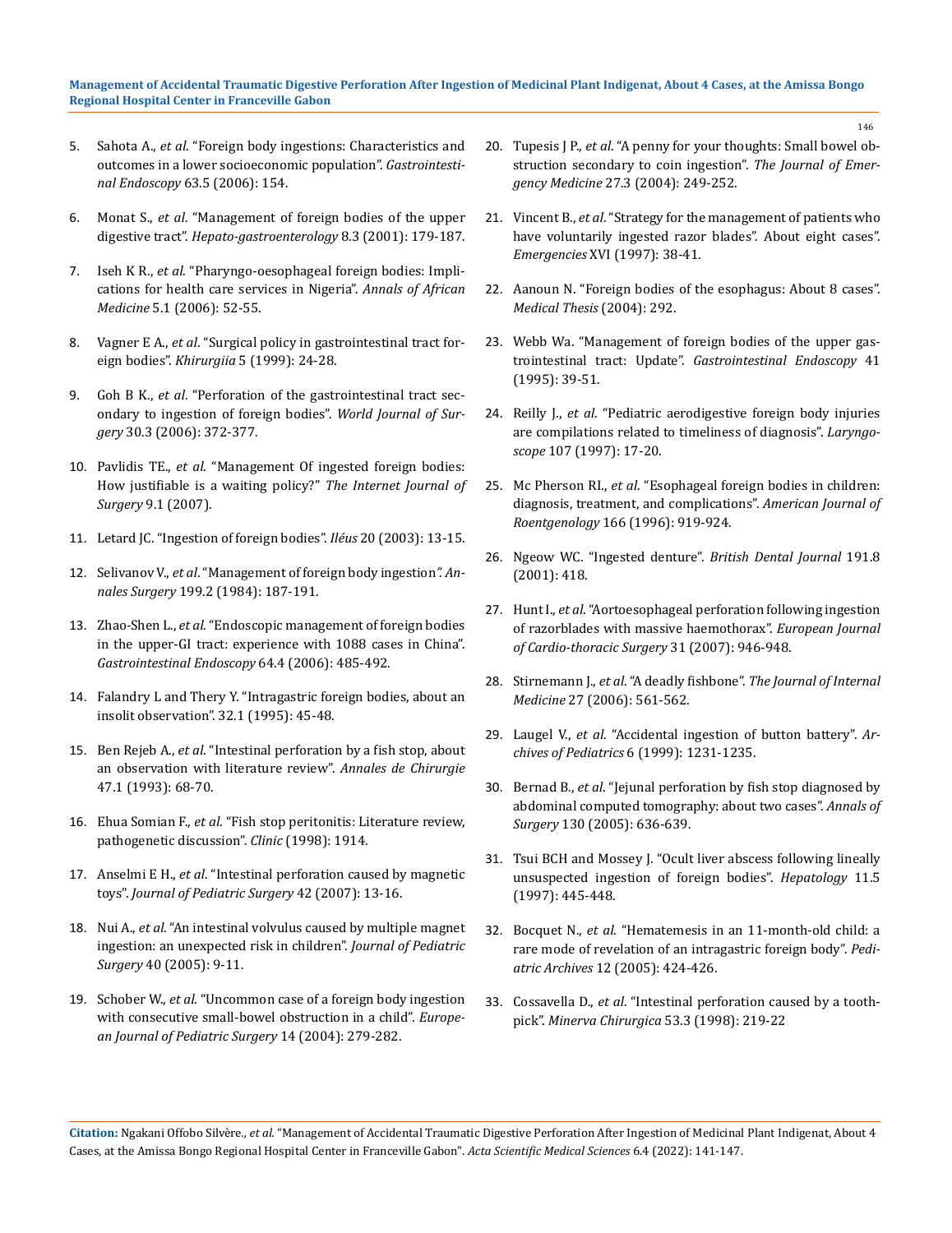5. Sahota A., *et al*. "Foreign body ingestions: Characteristics and outcomes in a lower socioeconomic population". *Gastrointestinal Endoscopy* 63.5 (2006): 154.

6. Monat S., *et al*. "Management of foreign bodies of the upper digestive tract". *Hepato-gastroenterology* 8.3 (2001): 179-187.

7. Iseh K R., *et al*. "Pharyngo-oesophageal foreign bodies: Implications for health care services in Nigeria". *Annals of African Medicine* 5.1 (2006): 52-55.

8. Vagner E A., *et al*. "Surgical policy in gastrointestinal tract foreign bodies". *Khirurgiia* 5 (1999): 24-28.

9. Goh B K., *et al*. "Perforation of the gastrointestinal tract secondary to ingestion of foreign bodies". *World Journal of Surgery* 30.3 (2006): 372-377.

10. Pavlidis TE., *et al*. "Management Of ingested foreign bodies: How justifiable is a waiting policy?" *The Internet Journal of Surgery* 9.1 (2007).

11. Letard JC. "Ingestion of foreign bodies". *Iléus* 20 (2003): 13-15.

12. Selivanov V., *et al*. "Management of foreign body ingestion". *Annales Surgery* 199.2 (1984): 187-191.

13. Zhao-Shen L., *et al*. "Endoscopic management of foreign bodies in the upper-GI tract: experience with 1088 cases in China". *Gastrointestinal Endoscopy* 64.4 (2006): 485-492.

14. Falandry L and Thery Y. "Intragastric foreign bodies, about an insolit observation". 32.1 (1995): 45-48.

15. Ben Rejeb A., *et al*. "Intestinal perforation by a fish stop, about an observation with literature review". *Annales de Chirurgie* 47.1 (1993): 68-70.

16. Ehua Somian F., *et al*. "Fish stop peritonitis: Literature review, pathogenetic discussion". *Clinic* (1998): 1914.

17. Anselmi E H., *et al*. "Intestinal perforation caused by magnetic toys". *Journal of Pediatric Surgery* 42 (2007): 13-16.

18. Nui A., *et al*. "An intestinal volvulus caused by multiple magnet ingestion: an unexpected risk in children". *Journal of Pediatric Surgery* 40 (2005): 9-11.

19. Schober W., *et al*. "Uncommon case of a foreign body ingestion with consecutive small-bowel obstruction in a child". *European Journal of Pediatric Surgery* 14 (2004): 279-282.

20. Tupesis J P., *et al*. "A penny for your thoughts: Small bowel obstruction secondary to coin ingestion". *The Journal of Emergency Medicine* 27.3 (2004): 249-252.

21. Vincent B., *et al*. "Strategy for the management of patients who have voluntarily ingested razor blades". About eight cases". *Emergencies* XVI (1997): 38-41.

22. Aanoun N. "Foreign bodies of the esophagus: About 8 cases". *Medical Thesis* (2004): 292.

23. Webb Wa. "Management of foreign bodies of the upper gastrointestinal tract: Update". *Gastrointestinal Endoscopy* 41 (1995): 39-51.

24. Reilly J., *et al*. "Pediatric aerodigestive foreign body injuries are compilations related to timeliness of diagnosis". *Laryngoscope* 107 (1997): 17-20.

25. Mc Pherson RI., *et al*. "Esophageal foreign bodies in children: diagnosis, treatment, and complications". *American Journal of Roentgenology* 166 (1996): 919-924.

26. Ngeow WC. "Ingested denture". *British Dental Journal* 191.8 (2001): 418.

27. Hunt I., *et al*. "Aortoesophageal perforation following ingestion of razorblades with massive haemothorax". *European Journal of Cardio-thoracic Surgery* 31 (2007): 946-948.

28. Stirnemann J., *et al*. "A deadly fishbone". *The Journal of Internal Medicine* 27 (2006): 561-562.

29. Laugel V., *et al*. "Accidental ingestion of button battery". *Archives of Pediatrics* 6 (1999): 1231-1235.

30. Bernad B., *et al*. "Jejunal perforation by fish stop diagnosed by abdominal computed tomography: about two cases". *Annals of Surgery* 130 (2005): 636-639.

31. Tsui BCH and Mossey J. "Ocult liver abscess following lineally unsuspected ingestion of foreign bodies". *Hepatology* 11.5 (1997): 445-448.

32. Bocquet N., *et al*. "Hematemesis in an 11-month-old child: a rare mode of revelation of an intragastric foreign body". *Pediatric Archives* 12 (2005): 424-426.

33. Cossavella D., *et al*. "Intestinal perforation caused by a toothpick". *Minerva Chirurgica* 53.3 (1998): 219-22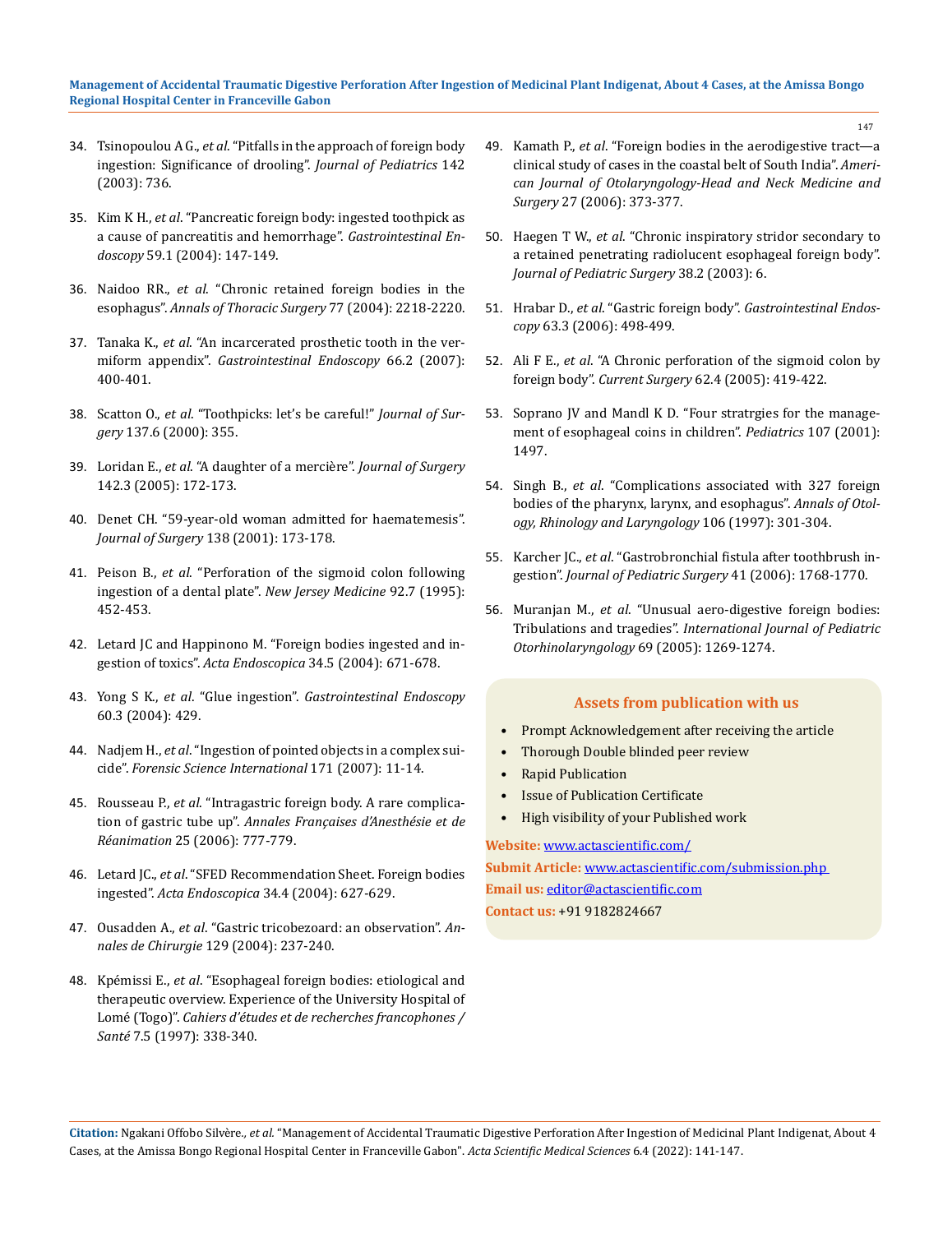34. Tsinopoulou A G., *et al*. "Pitfalls in the approach of foreign body ingestion: Significance of drooling". *Journal of Pediatrics* 142 (2003): 736.

35. Kim K H., *et al*. "Pancreatic foreign body: ingested toothpick as a cause of pancreatitis and hemorrhage". *Gastrointestinal Endoscopy* 59.1 (2004): 147-149.

36. Naidoo RR., *et al*. "Chronic retained foreign bodies in the esophagus". *Annals of Thoracic Surgery* 77 (2004): 2218-2220.

37. Tanaka K., *et al*. "An incarcerated prosthetic tooth in the vermiform appendix". *Gastrointestinal Endoscopy* 66.2 (2007): 400-401.

38. Scatton O., *et al*. "Toothpicks: let's be careful!" *Journal of Surgery* 137.6 (2000): 355.

39. Loridan E., *et al*. "A daughter of a mercière". *Journal of Surgery* 142.3 (2005): 172-173.

40. Denet CH. "59-year-old woman admitted for haematemesis". *Journal of Surgery* 138 (2001): 173-178.

41. Peison B., *et al*. "Perforation of the sigmoid colon following ingestion of a dental plate". *New Jersey Medicine* 92.7 (1995): 452-453.

42. Letard JC and Happinono M. "Foreign bodies ingested and ingestion of toxics". *Acta Endoscopica* 34.5 (2004): 671-678.

43. Yong S K., *et al*. "Glue ingestion". *Gastrointestinal Endoscopy* 60.3 (2004): 429.

44. Nadjem H., *et al*. "Ingestion of pointed objects in a complex suicide". *Forensic Science International* 171 (2007): 11-14.

45. Rousseau P., *et al*. "Intragastric foreign body. A rare complication of gastric tube up". *Annales Françaises d'Anesthésie et de Réanimation* 25 (2006): 777-779.

46. Letard JC., *et al*. "SFED Recommendation Sheet. Foreign bodies ingested". *Acta Endoscopica* 34.4 (2004): 627-629.

47. Ousadden A., *et al*. "Gastric tricobezoard: an observation". *Annales de Chirurgie* 129 (2004): 237-240.

48. Kpémissi E., *et al*. "Esophageal foreign bodies: etiological and therapeutic overview. Experience of the University Hospital of Lomé (Togo)". *Cahiers d'études et de recherches francophones / Santé* 7.5 (1997): 338-340.

49. Kamath P., *et al*. "Foreign bodies in the aerodigestive tract—a clinical study of cases in the coastal belt of South India". *American Journal of Otolaryngology-Head and Neck Medicine and Surgery* 27 (2006): 373-377.

50. Haegen T W., *et al*. "Chronic inspiratory stridor secondary to a retained penetrating radiolucent esophageal foreign body". *Journal of Pediatric Surgery* 38.2 (2003): 6.

51. Hrabar D., *et al*. "Gastric foreign body". *Gastrointestinal Endoscopy* 63.3 (2006): 498-499.

52. Ali F E., *et al*. "A Chronic perforation of the sigmoid colon by foreign body". *Current Surgery* 62.4 (2005): 419-422.

53. Soprano JV and Mandl K D. "Four stratrgies for the management of esophageal coins in children". *Pediatrics* 107 (2001): 1497.

54. Singh B., *et al*. "Complications associated with 327 foreign bodies of the pharynx, larynx, and esophagus". *Annals of Otology, Rhinology and Laryngology* 106 (1997): 301-304.

55. Karcher JC., *et al*. "Gastrobronchial fistula after toothbrush ingestion". *Journal of Pediatric Surgery* 41 (2006): 1768-1770.

56. Muranjan M., *et al*. "Unusual aero-digestive foreign bodies: Tribulations and tragedies". *International Journal of Pediatric Otorhinolaryngology* 69 (2005): 1269-1274.

**Assets from publication with us**

- Prompt Acknowledgement after receiving the article
- Thorough Double blinded peer review
- Rapid Publication
- Issue of Publication Certificate
- High visibility of your Published work

**Website:** www.actascientific.com/
**Submit Article:** www.actascientific.com/submission.php
**Email us:** editor@actascientific.com
**Contact us:** +91 9182824667